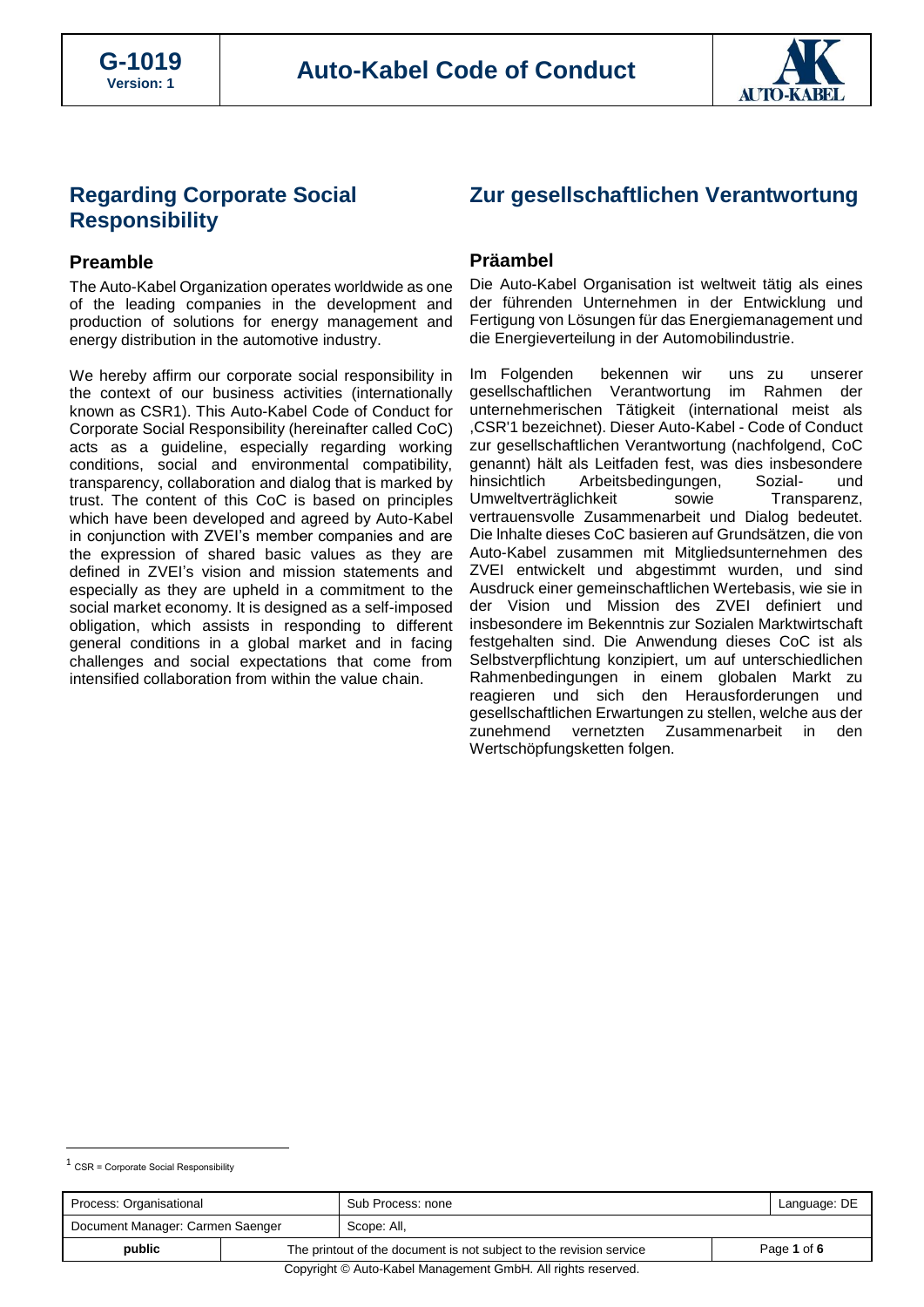# Auto-Kabel Code of Conduct

## Regarding Corporate Social Responsibility

### Preamble

The Auto-Kabel Organization operates worldwide as one of the leading companies in the development and production of solutions for energy management and energy distribution in the automotive industry.

We hereby affirm our corporate social responsibility in the context of our business activities (internationally known as CSR1). This Auto-Kabel Code of Conduct for Corporate Social Responsibility (hereinafter called CoC) acts as a guideline, especially regarding working conditions, social and environmental compatibility, transparency, collaboration and dialog that is marked by trust. The content of this CoC is based on principles which have been developed and agreed by Auto-Kabel in conjunction with ZVEI's member companies and are the expression of shared basic values as they are defined in ZVEI's vision and mission statements and especially as they are upheld in a commitment to the social market economy. It is designed as a self-imposed obligation, which assists in responding to different general conditions in a global market and in facing challenges and social expectations that come from intensified collaboration from within the value chain.

## Zur gesellschaftlichen Verantwortung

### Präambel

Die Auto-Kabel Organisation ist weltweit tätig als eines der führenden Unternehmen in der Entwicklung und Fertigung von Lösungen für das Energiemanagement und die Energieverteilung in der Automobilindustrie.

Im Folgenden bekennen wir uns zu unserer gesellschaftlichen Verantwortung im Rahmen der unternehmerischen Tätigkeit (international meist als ‚CSR'1 bezeichnet). Dieser Auto-Kabel - Code of Conduct zur gesellschaftlichen Verantwortung (nachfolgend, CoC genannt) hält als Leitfaden fest, was dies insbesondere hinsichtlich Arbeitsbedingungen, Sozial- und Umweltverträglichkeit sowie Transparenz, vertrauensvolle Zusammenarbeit und Dialog bedeutet. Die Inhalte dieses CoC basieren auf Grundsätzen, die von Auto-Kabel zusammen mit Mitgliedsunternehmen des ZVEI entwickelt und abgestimmt wurden, und sind Ausdruck einer gemeinschaftlichen Wertebasis, wie sie in der Vision und Mission des ZVEI definiert und insbesondere im Bekenntnis zur Sozialen Marktwirtschaft festgehalten sind. Die Anwendung dieses CoC ist als Selbstverpflichtung konzipiert, um auf unterschiedlichen Rahmenbedingungen in einem globalen Markt zu reagieren und sich den Herausforderungen und gesellschaftlichen Erwartungen zu stellen, welche aus der zunehmend vernetzten Zusammenarbeit in den Wertschöpfungsketten folgen.

---

[1] CSR = Corporate Social Responsibility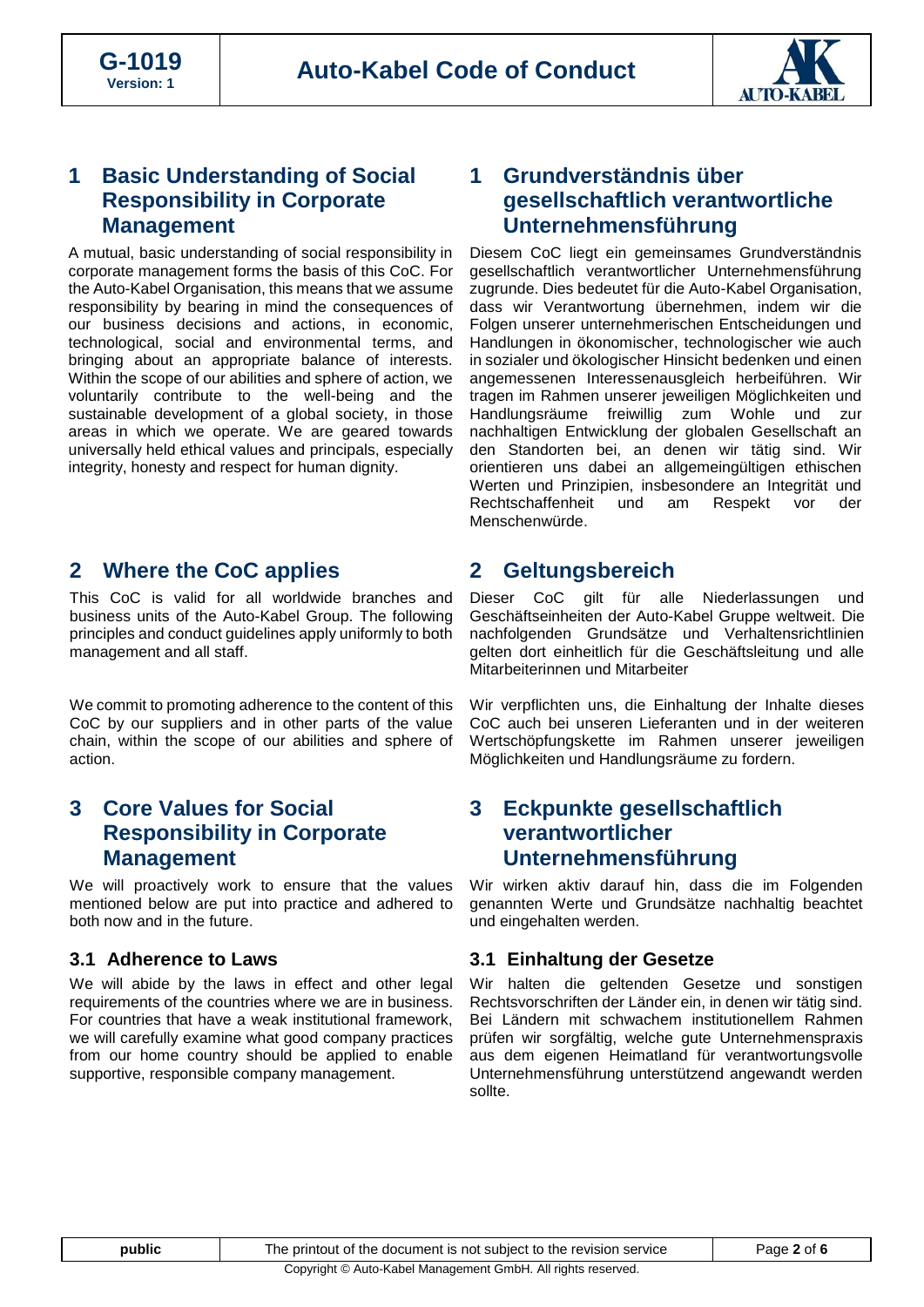# 1 Basic Understanding of Social Responsibility in Corporate Management

A mutual, basic understanding of social responsibility in corporate management forms the basis of this CoC. For the Auto-Kabel Organisation, this means that we assume responsibility by bearing in mind the consequences of our business decisions and actions, in economic, technological, social and environmental terms, and bringing about an appropriate balance of interests. Within the scope of our abilities and sphere of action, we voluntarily contribute to the well-being and the sustainable development of a global society, in those areas in which we operate. We are geared towards universally held ethical values and principals, especially integrity, honesty and respect for human dignity.

# 1 Grundverständnis über gesellschaftlich verantwortliche Unternehmensführung

Diesem CoC liegt ein gemeinsames Grundverständnis gesellschaftlich verantwortlicher Unternehmensführung zugrunde. Dies bedeutet für die Auto-Kabel Organisation, dass wir Verantwortung übernehmen, indem wir die Folgen unserer unternehmerischen Entscheidungen und Handlungen in ökonomischer, technologischer wie auch in sozialer und ökologischer Hinsicht bedenken und einen angemessenen Interessenausgleich herbeiführen. Wir tragen im Rahmen unserer jeweiligen Möglichkeiten und Handlungsräume freiwillig zum Wohle und zur nachhaltigen Entwicklung der globalen Gesellschaft an den Standorten bei, an denen wir tätig sind. Wir orientieren uns dabei an allgemeingültigen ethischen Werten und Prinzipien, insbesondere an Integrität und Rechtschaffenheit und am Respekt vor der Menschenwürde.

# 2 Where the CoC applies

This CoC is valid for all worldwide branches and business units of the Auto-Kabel Group. The following principles and conduct guidelines apply uniformly to both management and all staff.

We commit to promoting adherence to the content of this CoC by our suppliers and in other parts of the value chain, within the scope of our abilities and sphere of action.

# 2 Geltungsbereich

Dieser CoC gilt für alle Niederlassungen und Geschäftseinheiten der Auto-Kabel Gruppe weltweit. Die nachfolgenden Grundsätze und Verhaltensrichtlinien gelten dort einheitlich für die Geschäftsleitung und alle Mitarbeiterinnen und Mitarbeiter

Wir verpflichten uns, die Einhaltung der Inhalte dieses CoC auch bei unseren Lieferanten und in der weiteren Wertschöpfungskette im Rahmen unserer jeweiligen Möglichkeiten und Handlungsräume zu fordern.

# 3 Core Values for Social Responsibility in Corporate Management

We will proactively work to ensure that the values mentioned below are put into practice and adhered to both now and in the future.

## 3.1 Adherence to Laws

We will abide by the laws in effect and other legal requirements of the countries where we are in business. For countries that have a weak institutional framework, we will carefully examine what good company practices from our home country should be applied to enable supportive, responsible company management.

# 3 Eckpunkte gesellschaftlich verantwortlicher Unternehmensführung

Wir wirken aktiv darauf hin, dass die im Folgenden genannten Werte und Grundsätze nachhaltig beachtet und eingehalten werden.

## 3.1 Einhaltung der Gesetze

Wir halten die geltenden Gesetze und sonstigen Rechtsvorschriften der Länder ein, in denen wir tätig sind. Bei Ländern mit schwachem institutionellem Rahmen prüfen wir sorgfältig, welche gute Unternehmenspraxis aus dem eigenen Heimatland für verantwortungsvolle Unternehmensführung unterstützend angewandt werden sollte.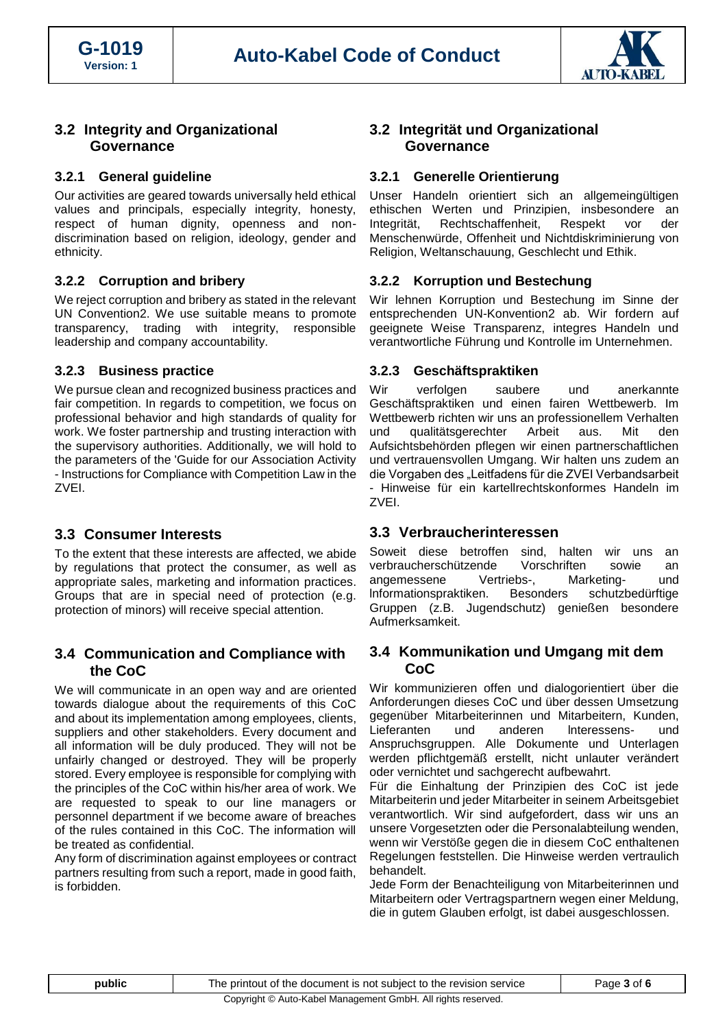## 3.2 Integrity and Organizational Governance

### 3.2.1 General guideline

Our activities are geared towards universally held ethical values and principals, especially integrity, honesty, respect of human dignity, openness and non-discrimination based on religion, ideology, gender and ethnicity.

### 3.2.2 Corruption and bribery

We reject corruption and bribery as stated in the relevant UN Convention2. We use suitable means to promote transparency, trading with integrity, responsible leadership and company accountability.

### 3.2.3 Business practice

We pursue clean and recognized business practices and fair competition. In regards to competition, we focus on professional behavior and high standards of quality for work. We foster partnership and trusting interaction with the supervisory authorities. Additionally, we will hold to the parameters of the 'Guide for our Association Activity - Instructions for Compliance with Competition Law in the ZVEI.

## 3.3 Consumer Interests

To the extent that these interests are affected, we abide by regulations that protect the consumer, as well as appropriate sales, marketing and information practices. Groups that are in special need of protection (e.g. protection of minors) will receive special attention.

## 3.4 Communication and Compliance with the CoC

We will communicate in an open way and are oriented towards dialogue about the requirements of this CoC and about its implementation among employees, clients, suppliers and other stakeholders. Every document and all information will be duly produced. They will not be unfairly changed or destroyed. They will be properly stored. Every employee is responsible for complying with the principles of the CoC within his/her area of work. We are requested to speak to our line managers or personnel department if we become aware of breaches of the rules contained in this CoC. The information will be treated as confidential.

Any form of discrimination against employees or contract partners resulting from such a report, made in good faith, is forbidden.

## 3.2 Integrität und Organizational Governance

### 3.2.1 Generelle Orientierung

Unser Handeln orientiert sich an allgemeingültigen ethischen Werten und Prinzipien, insbesondere an Integrität, Rechtschaffenheit, Respekt vor der Menschenwürde, Offenheit und Nichtdiskriminierung von Religion, Weltanschauung, Geschlecht und Ethik.

### 3.2.2 Korruption und Bestechung

Wir lehnen Korruption und Bestechung im Sinne der entsprechenden UN-Konvention2 ab. Wir fordern auf geeignete Weise Transparenz, integres Handeln und verantwortliche Führung und Kontrolle im Unternehmen.

### 3.2.3 Geschäftspraktiken

Wir verfolgen saubere und anerkannte Geschäftspraktiken und einen fairen Wettbewerb. Im Wettbewerb richten wir uns an professionellem Verhalten und qualitätsgerechter Arbeit aus. Mit den Aufsichtsbehörden pflegen wir einen partnerschaftlichen und vertrauensvollen Umgang. Wir halten uns zudem an die Vorgaben des „Leitfadens für die ZVEI Verbandsarbeit - Hinweise für ein kartellrechtskonformes Handeln im ZVEI.

## 3.3 Verbraucherinteressen

Soweit diese betroffen sind, halten wir uns an verbraucherschützende Vorschriften sowie an angemessene Vertriebs-, Marketing- und Informationspraktiken. Besonders schutzbedürftige Gruppen (z.B. Jugendschutz) genießen besondere Aufmerksamkeit.

## 3.4 Kommunikation und Umgang mit dem CoC

Wir kommunizieren offen und dialogorientiert über die Anforderungen dieses CoC und über dessen Umsetzung gegenüber Mitarbeiterinnen und Mitarbeitern, Kunden, Lieferanten und anderen Interessens- und Anspruchsgruppen. Alle Dokumente und Unterlagen werden pflichtgemäß erstellt, nicht unlauter verändert oder vernichtet und sachgerecht aufbewahrt.

Für die Einhaltung der Prinzipien des CoC ist jede Mitarbeiterin und jeder Mitarbeiter in seinem Arbeitsgebiet verantwortlich. Wir sind aufgefordert, dass wir uns an unsere Vorgesetzten oder die Personalabteilung wenden, wenn wir Verstöße gegen die in diesem CoC enthaltenen Regelungen feststellen. Die Hinweise werden vertraulich behandelt.

Jede Form der Benachteiligung von Mitarbeiterinnen und Mitarbeitern oder Vertragspartnern wegen einer Meldung, die in gutem Glauben erfolgt, ist dabei ausgeschlossen.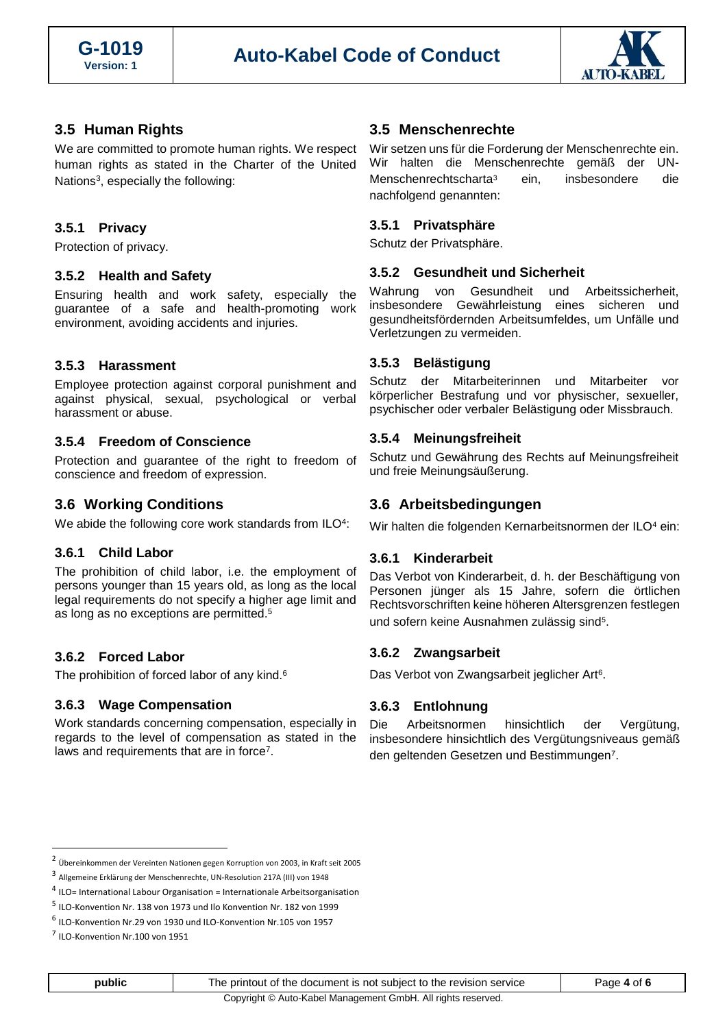## 3.5 Human Rights

We are committed to promote human rights. We respect human rights as stated in the Charter of the United Nations[3], especially the following:

### 3.5.1 Privacy

Protection of privacy.

### 3.5.2 Health and Safety

Ensuring health and work safety, especially the guarantee of a safe and health-promoting work environment, avoiding accidents and injuries.

### 3.5.3 Harassment

Employee protection against corporal punishment and against physical, sexual, psychological or verbal harassment or abuse.

### 3.5.4 Freedom of Conscience

Protection and guarantee of the right to freedom of conscience and freedom of expression.

## 3.6 Working Conditions

We abide the following core work standards from ILO[4]:

### 3.6.1 Child Labor

The prohibition of child labor, i.e. the employment of persons younger than 15 years old, as long as the local legal requirements do not specify a higher age limit and as long as no exceptions are permitted.[5]

### 3.6.2 Forced Labor

The prohibition of forced labor of any kind.[6]

### 3.6.3 Wage Compensation

Work standards concerning compensation, especially in regards to the level of compensation as stated in the laws and requirements that are in force[7].

## 3.5 Menschenrechte

Wir setzen uns für die Forderung der Menschenrechte ein. Wir halten die Menschenrechte gemäß der UN-Menschenrechtscharta[3] ein, insbesondere die nachfolgend genannten:

### 3.5.1 Privatsphäre

Schutz der Privatsphäre.

### 3.5.2 Gesundheit und Sicherheit

Wahrung von Gesundheit und Arbeitssicherheit, insbesondere Gewährleistung eines sicheren und gesundheitsfördernden Arbeitsumfeldes, um Unfälle und Verletzungen zu vermeiden.

### 3.5.3 Belästigung

Schutz der Mitarbeiterinnen und Mitarbeiter vor körperlicher Bestrafung und vor physischer, sexueller, psychischer oder verbaler Belästigung oder Missbrauch.

### 3.5.4 Meinungsfreiheit

Schutz und Gewährung des Rechts auf Meinungsfreiheit und freie Meinungsäußerung.

## 3.6 Arbeitsbedingungen

Wir halten die folgenden Kernarbeitsnormen der ILO[4] ein:

### 3.6.1 Kinderarbeit

Das Verbot von Kinderarbeit, d. h. der Beschäftigung von Personen jünger als 15 Jahre, sofern die örtlichen Rechtsvorschriften keine höheren Altersgrenzen festlegen und sofern keine Ausnahmen zulässig sind[5].

### 3.6.2 Zwangsarbeit

Das Verbot von Zwangsarbeit jeglicher Art[6].

### 3.6.3 Entlohnung

Die Arbeitsnormen hinsichtlich der Vergütung, insbesondere hinsichtlich des Vergütungsniveaus gemäß den geltenden Gesetzen und Bestimmungen[7].

---

[2] Übereinkommen der Vereinten Nationen gegen Korruption von 2003, in Kraft seit 2005

[3] Allgemeine Erklärung der Menschenrechte, UN-Resolution 217A (III) von 1948

[4] ILO= International Labour Organisation = Internationale Arbeitsorganisation

[5] ILO-Konvention Nr. 138 von 1973 und Ilo Konvention Nr. 182 von 1999

[6] ILO-Konvention Nr.29 von 1930 und ILO-Konvention Nr.105 von 1957

[7] ILO-Konvention Nr.100 von 1951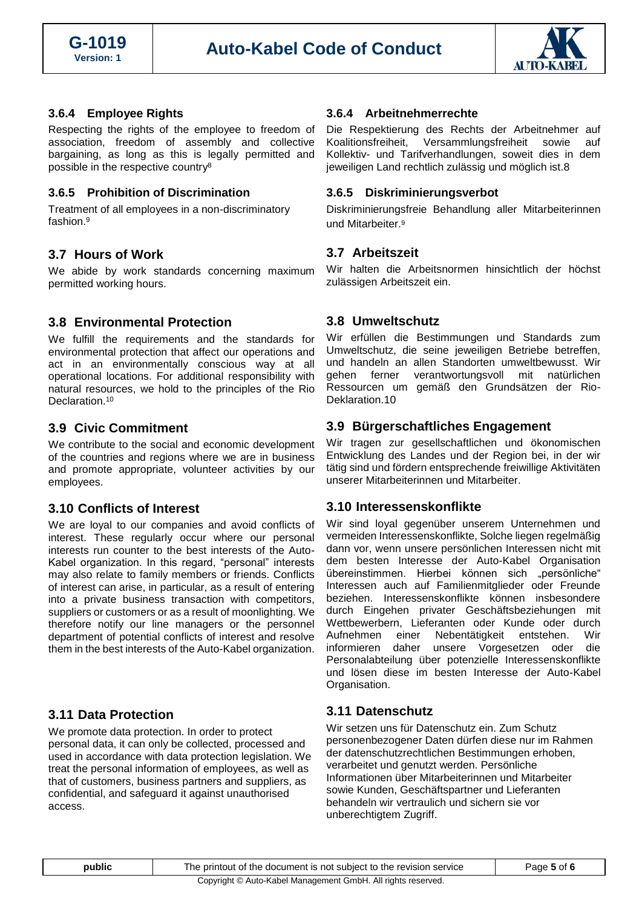### 3.6.4 Employee Rights

Respecting the rights of the employee to freedom of association, freedom of assembly and collective bargaining, as long as this is legally permitted and possible in the respective country[8]

### 3.6.5 Prohibition of Discrimination

Treatment of all employees in a non-discriminatory fashion.[9]

## 3.7 Hours of Work

We abide by work standards concerning maximum permitted working hours.

## 3.8 Environmental Protection

We fulfill the requirements and the standards for environmental protection that affect our operations and act in an environmentally conscious way at all operational locations. For additional responsibility with natural resources, we hold to the principles of the Rio Declaration.[10]

## 3.9 Civic Commitment

We contribute to the social and economic development of the countries and regions where we are in business and promote appropriate, volunteer activities by our employees.

## 3.10 Conflicts of Interest

We are loyal to our companies and avoid conflicts of interest. These regularly occur where our personal interests run counter to the best interests of the Auto-Kabel organization. In this regard, "personal" interests may also relate to family members or friends. Conflicts of interest can arise, in particular, as a result of entering into a private business transaction with competitors, suppliers or customers or as a result of moonlighting. We therefore notify our line managers or the personnel department of potential conflicts of interest and resolve them in the best interests of the Auto-Kabel organization.

## 3.11 Data Protection

We promote data protection. In order to protect personal data, it can only be collected, processed and used in accordance with data protection legislation. We treat the personal information of employees, as well as that of customers, business partners and suppliers, as confidential, and safeguard it against unauthorised access.

### 3.6.4 Arbeitnehmerrechte

Die Respektierung des Rechts der Arbeitnehmer auf Koalitionsfreiheit, Versammlungsfreiheit sowie auf Kollektiv- und Tarifverhandlungen, soweit dies in dem jeweiligen Land rechtlich zulässig und möglich ist.8

### 3.6.5 Diskriminierungsverbot

Diskriminierungsfreie Behandlung aller Mitarbeiterinnen und Mitarbeiter.[9]

## 3.7 Arbeitszeit

Wir halten die Arbeitsnormen hinsichtlich der höchst zulässigen Arbeitszeit ein.

## 3.8 Umweltschutz

Wir erfüllen die Bestimmungen und Standards zum Umweltschutz, die seine jeweiligen Betriebe betreffen, und handeln an allen Standorten umweltbewusst. Wir gehen ferner verantwortungsvoll mit natürlichen Ressourcen um gemäß den Grundsätzen der Rio-Deklaration.10

## 3.9 Bürgerschaftliches Engagement

Wir tragen zur gesellschaftlichen und ökonomischen Entwicklung des Landes und der Region bei, in der wir tätig sind und fördern entsprechende freiwillige Aktivitäten unserer Mitarbeiterinnen und Mitarbeiter.

## 3.10 Interessenskonflikte

Wir sind loyal gegenüber unserem Unternehmen und vermeiden Interessenskonflikte, Solche liegen regelmäßig dann vor, wenn unsere persönlichen Interessen nicht mit dem besten Interesse der Auto-Kabel Organisation übereinstimmen. Hierbei können sich „persönliche" Interessen auch auf Familienmitglieder oder Freunde beziehen. Interessenskonflikte können insbesondere durch Eingehen privater Geschäftsbeziehungen mit Wettbewerbern, Lieferanten oder Kunde oder durch Aufnehmen einer Nebentätigkeit entstehen. Wir informieren daher unsere Vorgesetzen oder die Personalabteilung über potenzielle Interessenskonflikte und lösen diese im besten Interesse der Auto-Kabel Organisation.

## 3.11 Datenschutz

Wir setzen uns für Datenschutz ein. Zum Schutz personenbezogener Daten dürfen diese nur im Rahmen der datenschutzrechtlichen Bestimmungen erhoben, verarbeitet und genutzt werden. Persönliche Informationen über Mitarbeiterinnen und Mitarbeiter sowie Kunden, Geschäftspartner und Lieferanten behandeln wir vertraulich und sichern sie vor unberechtigtem Zugriff.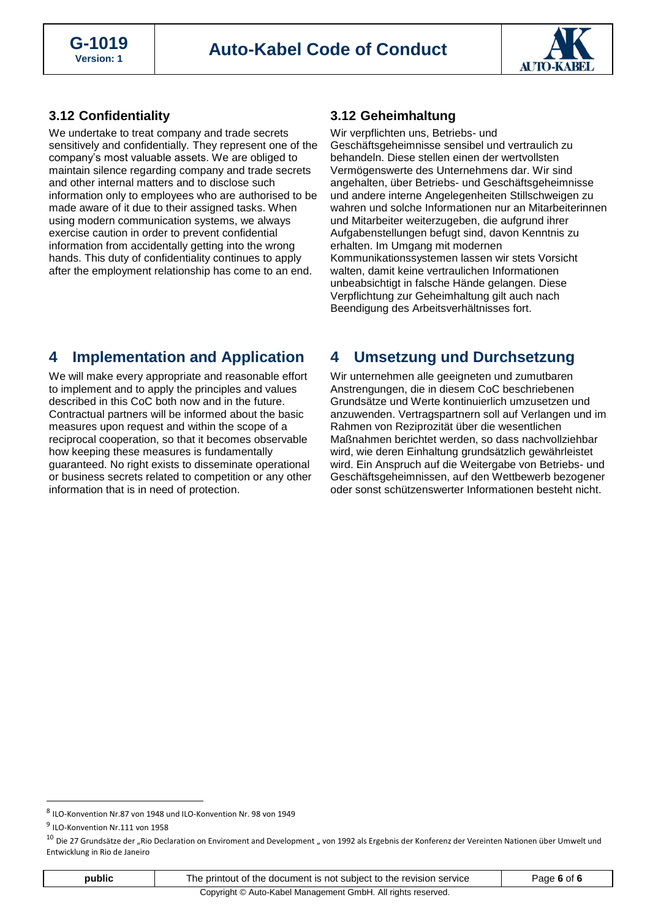### 3.12 Confidentiality

We undertake to treat company and trade secrets sensitively and confidentially. They represent one of the company's most valuable assets. We are obliged to maintain silence regarding company and trade secrets and other internal matters and to disclose such information only to employees who are authorised to be made aware of it due to their assigned tasks. When using modern communication systems, we always exercise caution in order to prevent confidential information from accidentally getting into the wrong hands. This duty of confidentiality continues to apply after the employment relationship has come to an end.

### 3.12 Geheimhaltung

Wir verpflichten uns, Betriebs- und Geschäftsgeheimnisse sensibel und vertraulich zu behandeln. Diese stellen einen der wertvollsten Vermögenswerte des Unternehmens dar. Wir sind angehalten, über Betriebs- und Geschäftsgeheimnisse und andere interne Angelegenheiten Stillschweigen zu wahren und solche Informationen nur an Mitarbeiterinnen und Mitarbeiter weiterzugeben, die aufgrund ihrer Aufgabenstellungen befugt sind, davon Kenntnis zu erhalten. Im Umgang mit modernen Kommunikationssystemen lassen wir stets Vorsicht walten, damit keine vertraulichen Informationen unbeabsichtigt in falsche Hände gelangen. Diese Verpflichtung zur Geheimhaltung gilt auch nach Beendigung des Arbeitsverhältnisses fort.

## 4 Implementation and Application

We will make every appropriate and reasonable effort to implement and to apply the principles and values described in this CoC both now and in the future. Contractual partners will be informed about the basic measures upon request and within the scope of a reciprocal cooperation, so that it becomes observable how keeping these measures is fundamentally guaranteed. No right exists to disseminate operational or business secrets related to competition or any other information that is in need of protection.

## 4 Umsetzung und Durchsetzung

Wir unternehmen alle geeigneten und zumutbaren Anstrengungen, die in diesem CoC beschriebenen Grundsätze und Werte kontinuierlich umzusetzen und anzuwenden. Vertragspartnern soll auf Verlangen und im Rahmen von Reziprozität über die wesentlichen Maßnahmen berichtet werden, so dass nachvollziehbar wird, wie deren Einhaltung grundsätzlich gewährleistet wird. Ein Anspruch auf die Weitergabe von Betriebs- und Geschäftsgeheimnissen, auf den Wettbewerb bezogener oder sonst schützenswerter Informationen besteht nicht.

---

[8] ILO-Konvention Nr.87 von 1948 und ILO-Konvention Nr. 98 von 1949

[9] ILO-Konvention Nr.111 von 1958

[10] Die 27 Grundsätze der „Rio Declaration on Enviroment and Development „ von 1992 als Ergebnis der Konferenz der Vereinten Nationen über Umwelt und Entwicklung in Rio de Janeiro